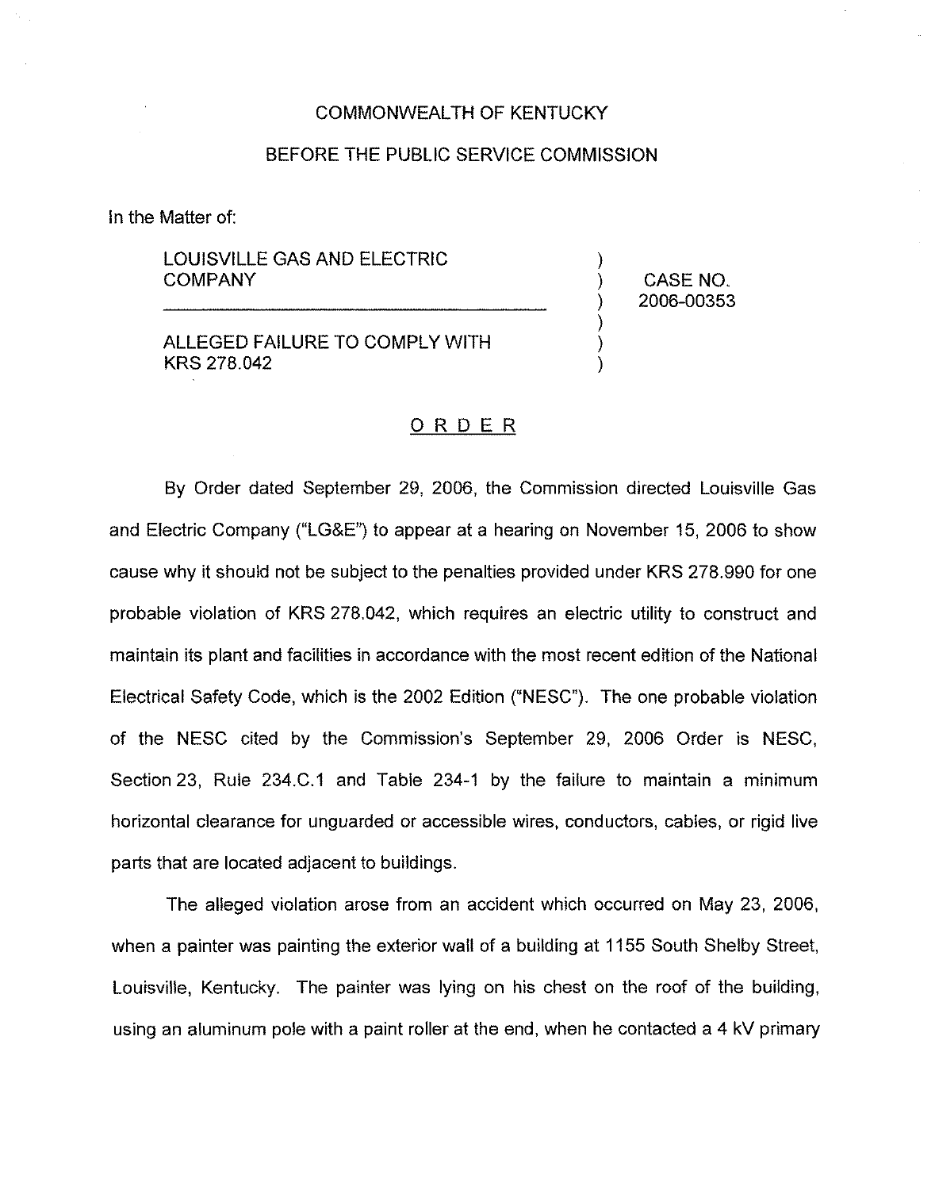COMMONWEALTH OF KENTUCKY

BEFORE THE PUBLIC SERVICE COMMISSION

In the Matter of:

| | | |
|---|---|---|
| LOUISVILLE GAS AND ELECTRIC COMPANY | ) | CASE NO. |
| | ) | 2006-00353 |
| ALLEGED FAILURE TO COMPLY WITH KRS 278.042 | ) | |

## O R D E R

By Order dated September 29, 2006, the Commission directed Louisville Gas and Electric Company ("LG&E") to appear at a hearing on November 15, 2006 to show cause why it should not be subject to the penalties provided under KRS 278.990 for one probable violation of KRS 278.042, which requires an electric utility to construct and maintain its plant and facilities in accordance with the most recent edition of the National Electrical Safety Code, which is the 2002 Edition ("NESC"). The one probable violation of the NESC cited by the Commission's September 29, 2006 Order is NESC, Section 23, Rule 234.C.1 and Table 234-1 by the failure to maintain a minimum horizontal clearance for unguarded or accessible wires, conductors, cables, or rigid live parts that are located adjacent to buildings.

The alleged violation arose from an accident which occurred on May 23, 2006, when a painter was painting the exterior wall of a building at 1155 South Shelby Street, Louisville, Kentucky. The painter was lying on his chest on the roof of the building, using an aluminum pole with a paint roller at the end, when he contacted a 4 kV primary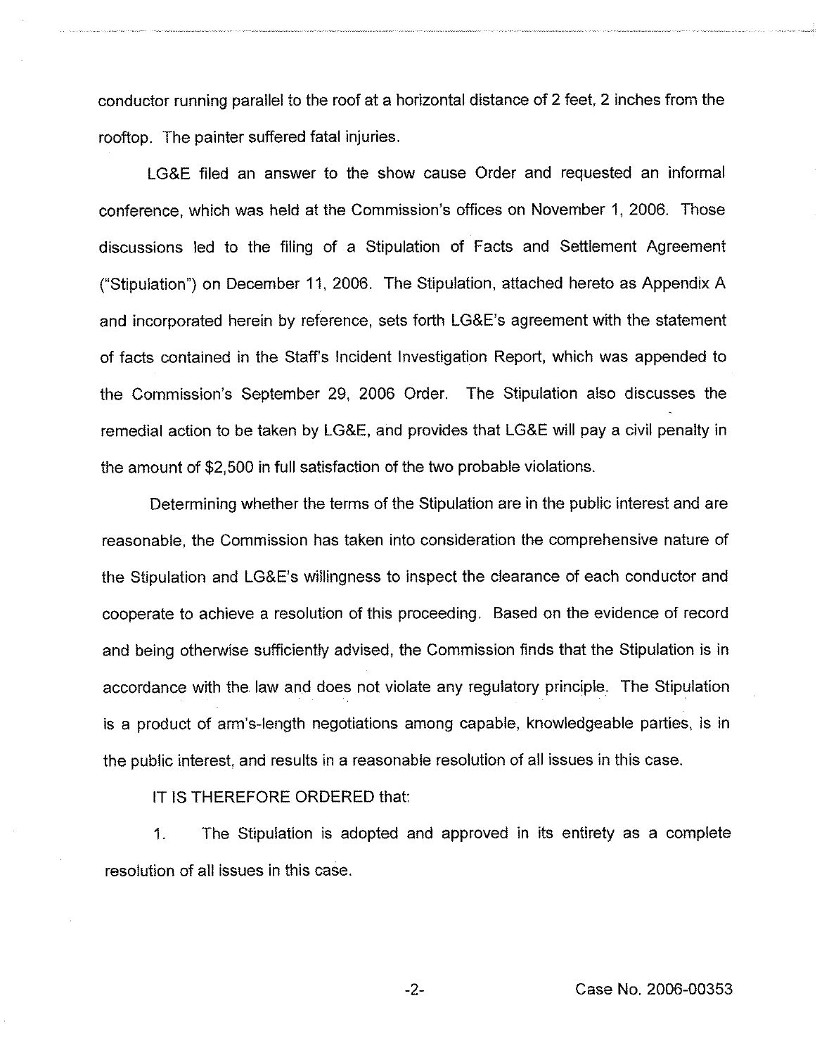conductor running parallel to the roof at a horizontal distance of 2 feet, 2 inches from the rooftop. The painter suffered fatal injuries.

LG&E filed an answer to the show cause Order and requested an informal conference, which was held at the Commission's offices on November 1, 2006. Those discussions led to the filing of a Stipulation of Facts and Settlement Agreement ("Stipulation") on December 11, 2006. The Stipulation, attached hereto as Appendix A and incorporated herein by reference, sets forth LG&E's agreement with the statement of facts contained in the Staff's Incident Investigation Report, which was appended to the Commission's September 29, 2006 Order. The Stipulation also discusses the remedial action to be taken by LG&E, and provides that LG&E will pay a civil penalty in the amount of $2,500 in full satisfaction of the two probable violations.

Determining whether the terms of the Stipulation are in the public interest and are reasonable, the Commission has taken into consideration the comprehensive nature of the Stipulation and LG&E's willingness to inspect the clearance of each conductor and cooperate to achieve a resolution of this proceeding. Based on the evidence of record and being otherwise sufficiently advised, the Commission finds that the Stipulation is in accordance with the law and does not violate any regulatory principle. The Stipulation is a product of arm's-length negotiations among capable, knowledgeable parties, is in the public interest, and results in a reasonable resolution of all issues in this case.

IT IS THEREFORE ORDERED that:

1. The Stipulation is adopted and approved in its entirety as a complete resolution of all issues in this case.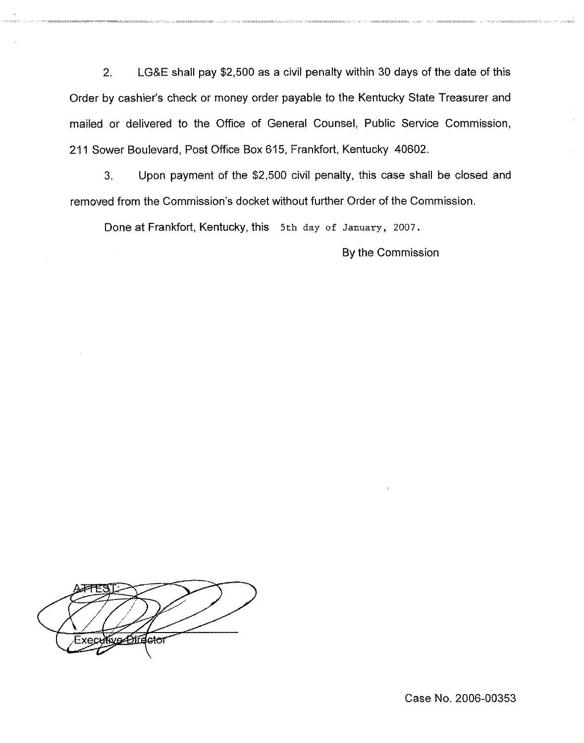2. LG&E shall pay $2,500 as a civil penalty within 30 days of the date of this Order by cashier's check or money order payable to the Kentucky State Treasurer and mailed or delivered to the Office of General Counsel, Public Service Commission, 211 Sower Boulevard, Post Office Box 615, Frankfort, Kentucky 40602.

3. Upon payment of the $2,500 civil penalty, this case shall be closed and removed from the Commission's docket without further Order of the Commission.

Done at Frankfort, Kentucky, this 5th day of January, 2007.

By the Commission

ATTEST:

Executive Director

Case No. 2006-00353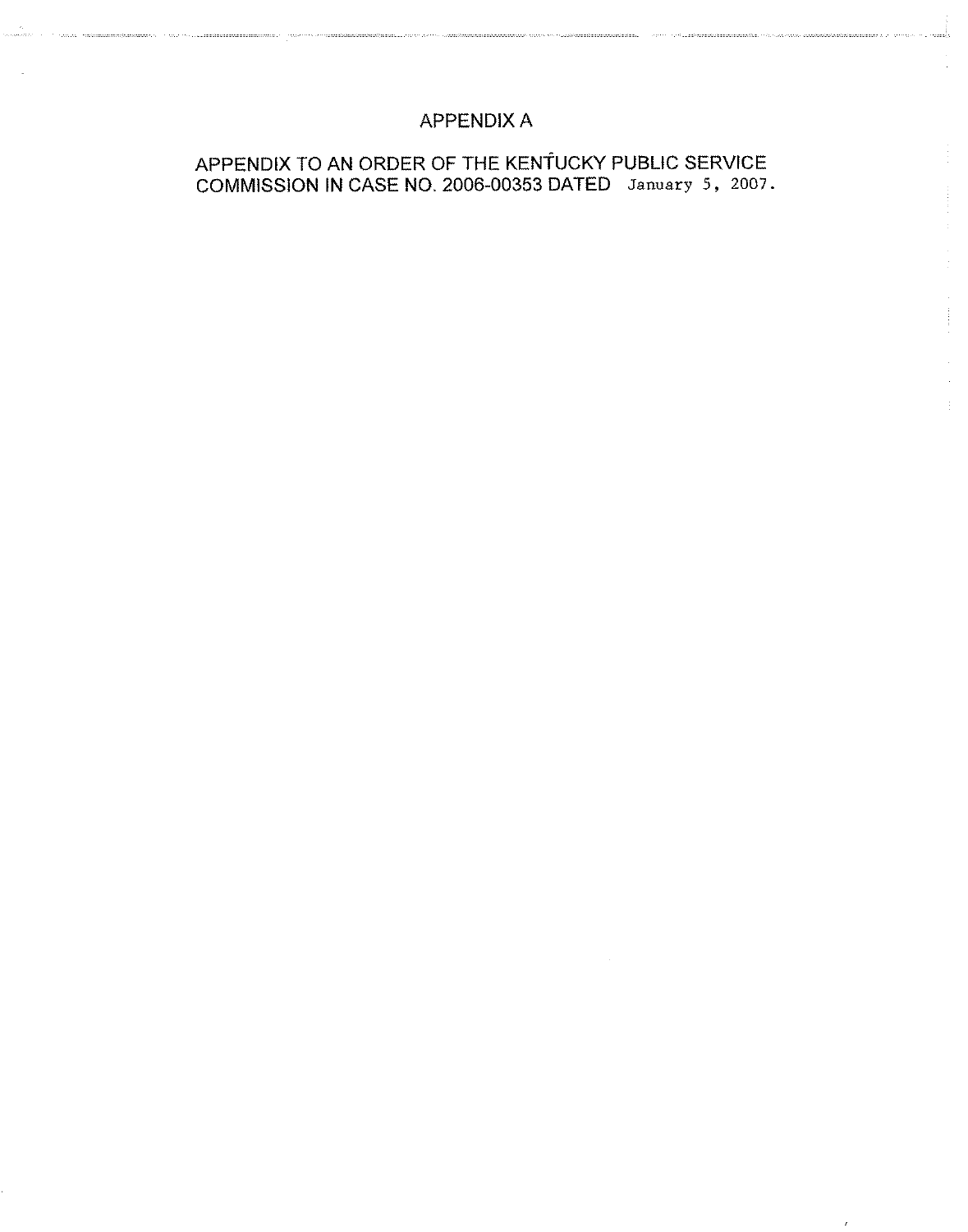# APPENDIX A

APPENDIX TO AN ORDER OF THE KENTUCKY PUBLIC SERVICE COMMISSION IN CASE NO. 2006-00353 DATED January 5, 2007.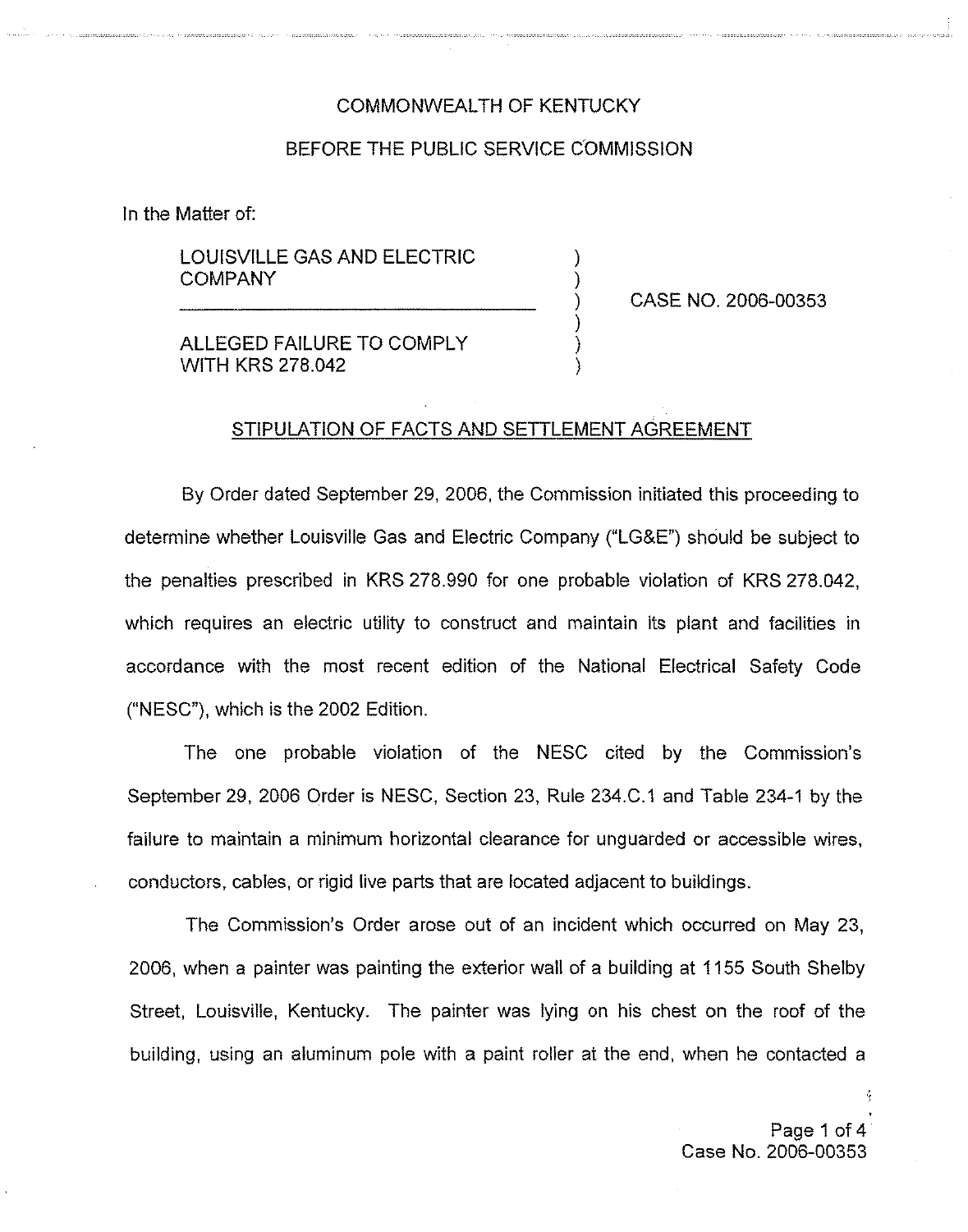COMMONWEALTH OF KENTUCKY

BEFORE THE PUBLIC SERVICE COMMISSION

In the Matter of:

| | | |
|---|---|---|
| LOUISVILLE GAS AND ELECTRIC COMPANY | ) | |
| | ) | CASE NO. 2006-00353 |
| ALLEGED FAILURE TO COMPLY WITH KRS 278.042 | ) | |

## STIPULATION OF FACTS AND SETTLEMENT AGREEMENT

By Order dated September 29, 2006, the Commission initiated this proceeding to determine whether Louisville Gas and Electric Company ("LG&E") should be subject to the penalties prescribed in KRS 278.990 for one probable violation of KRS 278.042, which requires an electric utility to construct and maintain its plant and facilities in accordance with the most recent edition of the National Electrical Safety Code ("NESC"), which is the 2002 Edition.

The one probable violation of the NESC cited by the Commission's September 29, 2006 Order is NESC, Section 23, Rule 234.C.1 and Table 234-1 by the failure to maintain a minimum horizontal clearance for unguarded or accessible wires, conductors, cables, or rigid live parts that are located adjacent to buildings.

The Commission's Order arose out of an incident which occurred on May 23, 2006, when a painter was painting the exterior wall of a building at 1155 South Shelby Street, Louisville, Kentucky. The painter was lying on his chest on the roof of the building, using an aluminum pole with a paint roller at the end, when he contacted a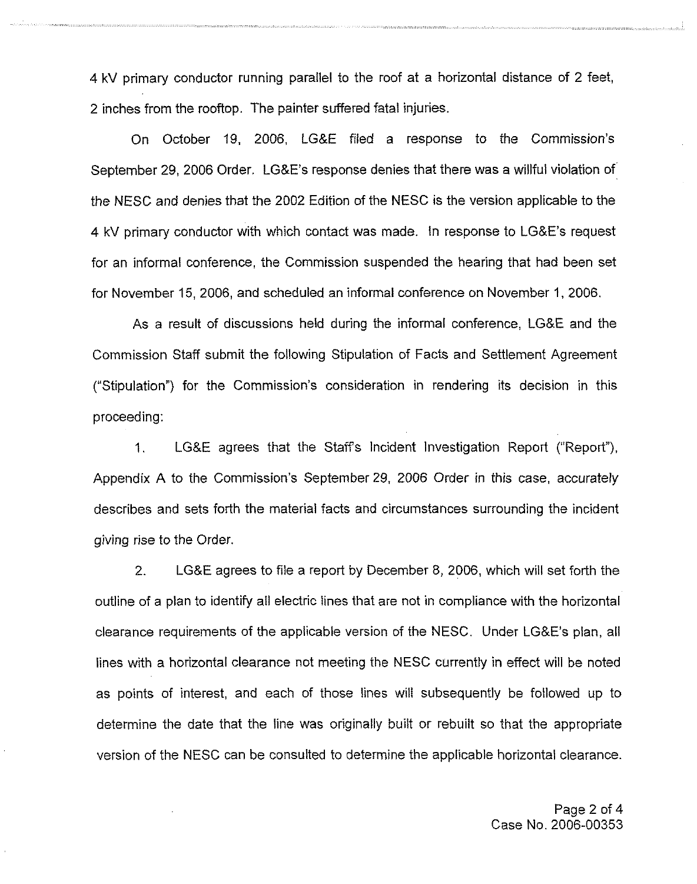4 kV primary conductor running parallel to the roof at a horizontal distance of 2 feet, 2 inches from the rooftop. The painter suffered fatal injuries.

On October 19, 2006, LG&E filed a response to the Commission's September 29, 2006 Order. LG&E's response denies that there was a willful violation of the NESC and denies that the 2002 Edition of the NESC is the version applicable to the 4 kV primary conductor with which contact was made. In response to LG&E's request for an informal conference, the Commission suspended the hearing that had been set for November 15, 2006, and scheduled an informal conference on November 1, 2006.

As a result of discussions held during the informal conference, LG&E and the Commission Staff submit the following Stipulation of Facts and Settlement Agreement ("Stipulation") for the Commission's consideration in rendering its decision in this proceeding:

1. LG&E agrees that the Staff's Incident Investigation Report ("Report"), Appendix A to the Commission's September 29, 2006 Order in this case, accurately describes and sets forth the material facts and circumstances surrounding the incident giving rise to the Order.

2. LG&E agrees to file a report by December 8, 2006, which will set forth the outline of a plan to identify all electric lines that are not in compliance with the horizontal clearance requirements of the applicable version of the NESC. Under LG&E's plan, all lines with a horizontal clearance not meeting the NESC currently in effect will be noted as points of interest, and each of those lines will subsequently be followed up to determine the date that the line was originally built or rebuilt so that the appropriate version of the NESC can be consulted to determine the applicable horizontal clearance.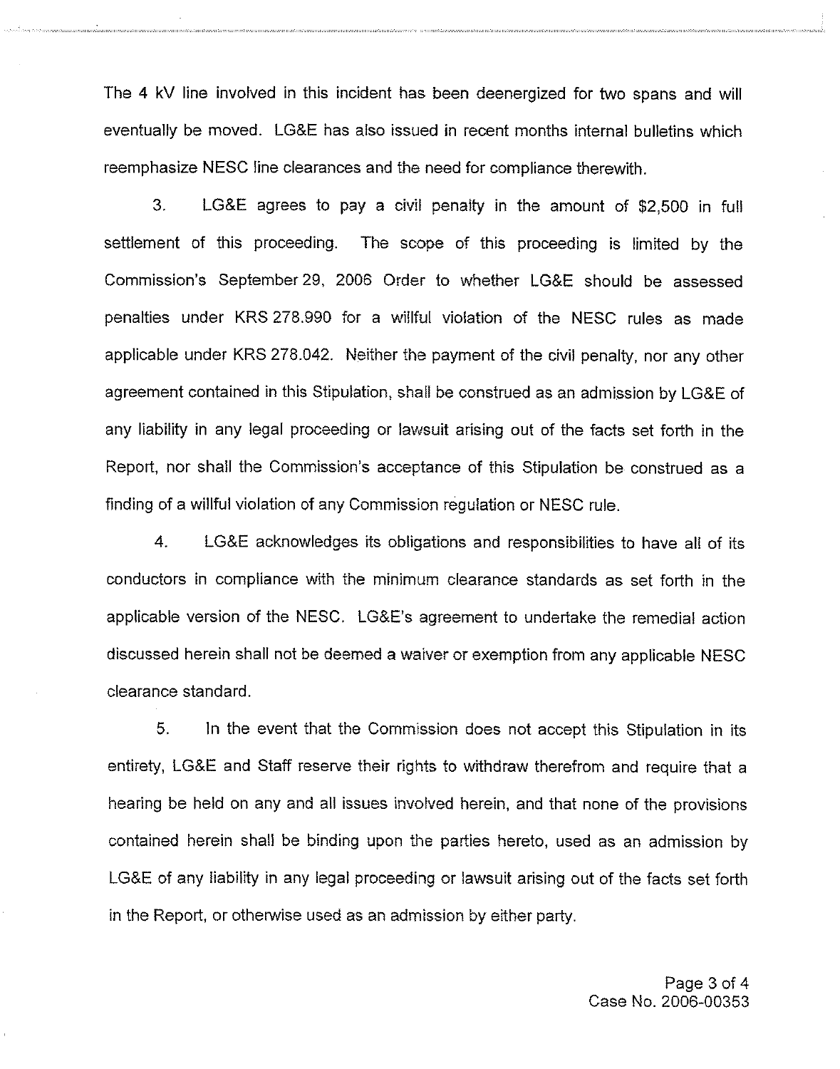The 4 kV line involved in this incident has been deenergized for two spans and will eventually be moved. LG&E has also issued in recent months internal bulletins which reemphasize NESC line clearances and the need for compliance therewith.

3. LG&E agrees to pay a civil penalty in the amount of $2,500 in full settlement of this proceeding. The scope of this proceeding is limited by the Commission's September 29, 2006 Order to whether LG&E should be assessed penalties under KRS 278.990 for a willful violation of the NESC rules as made applicable under KRS 278.042. Neither the payment of the civil penalty, nor any other agreement contained in this Stipulation, shall be construed as an admission by LG&E of any liability in any legal proceeding or lawsuit arising out of the facts set forth in the Report, nor shall the Commission's acceptance of this Stipulation be construed as a finding of a willful violation of any Commission regulation or NESC rule.

4. LG&E acknowledges its obligations and responsibilities to have all of its conductors in compliance with the minimum clearance standards as set forth in the applicable version of the NESC. LG&E's agreement to undertake the remedial action discussed herein shall not be deemed a waiver or exemption from any applicable NESC clearance standard.

5. In the event that the Commission does not accept this Stipulation in its entirety, LG&E and Staff reserve their rights to withdraw therefrom and require that a hearing be held on any and all issues involved herein, and that none of the provisions contained herein shall be binding upon the parties hereto, used as an admission by LG&E of any liability in any legal proceeding or lawsuit arising out of the facts set forth in the Report, or otherwise used as an admission by either party.

Case No. 2006-00353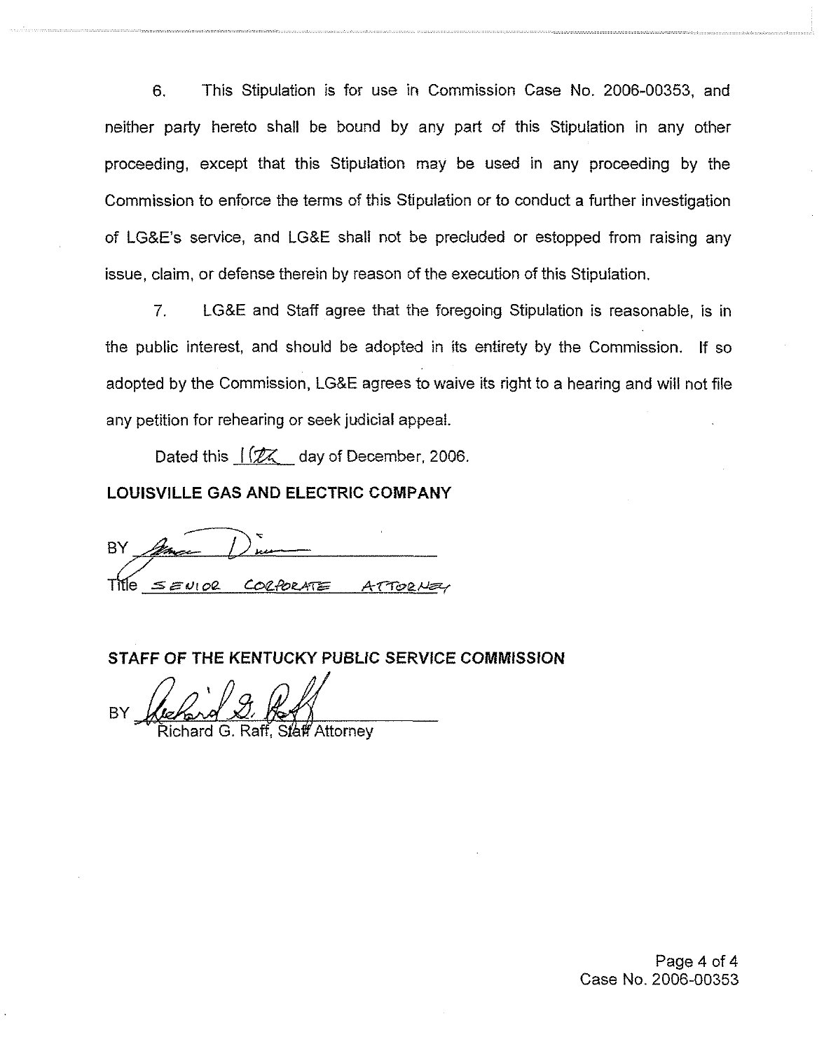6. This Stipulation is for use in Commission Case No. 2006-00353, and neither party hereto shall be bound by any part of this Stipulation in any other proceeding, except that this Stipulation may be used in any proceeding by the Commission to enforce the terms of this Stipulation or to conduct a further investigation of LG&E's service, and LG&E shall not be precluded or estopped from raising any issue, claim, or defense therein by reason of the execution of this Stipulation.

7. LG&E and Staff agree that the foregoing Stipulation is reasonable, is in the public interest, and should be adopted in its entirety by the Commission. If so adopted by the Commission, LG&E agrees to waive its right to a hearing and will not file any petition for rehearing or seek judicial appeal.

Dated this 11th day of December, 2006.

**LOUISVILLE GAS AND ELECTRIC COMPANY**

BY ______________________

Title SENIOR CORPORATE ATTORNEY

**STAFF OF THE KENTUCKY PUBLIC SERVICE COMMISSION**

BY ______________________
Richard G. Raff, Staff Attorney